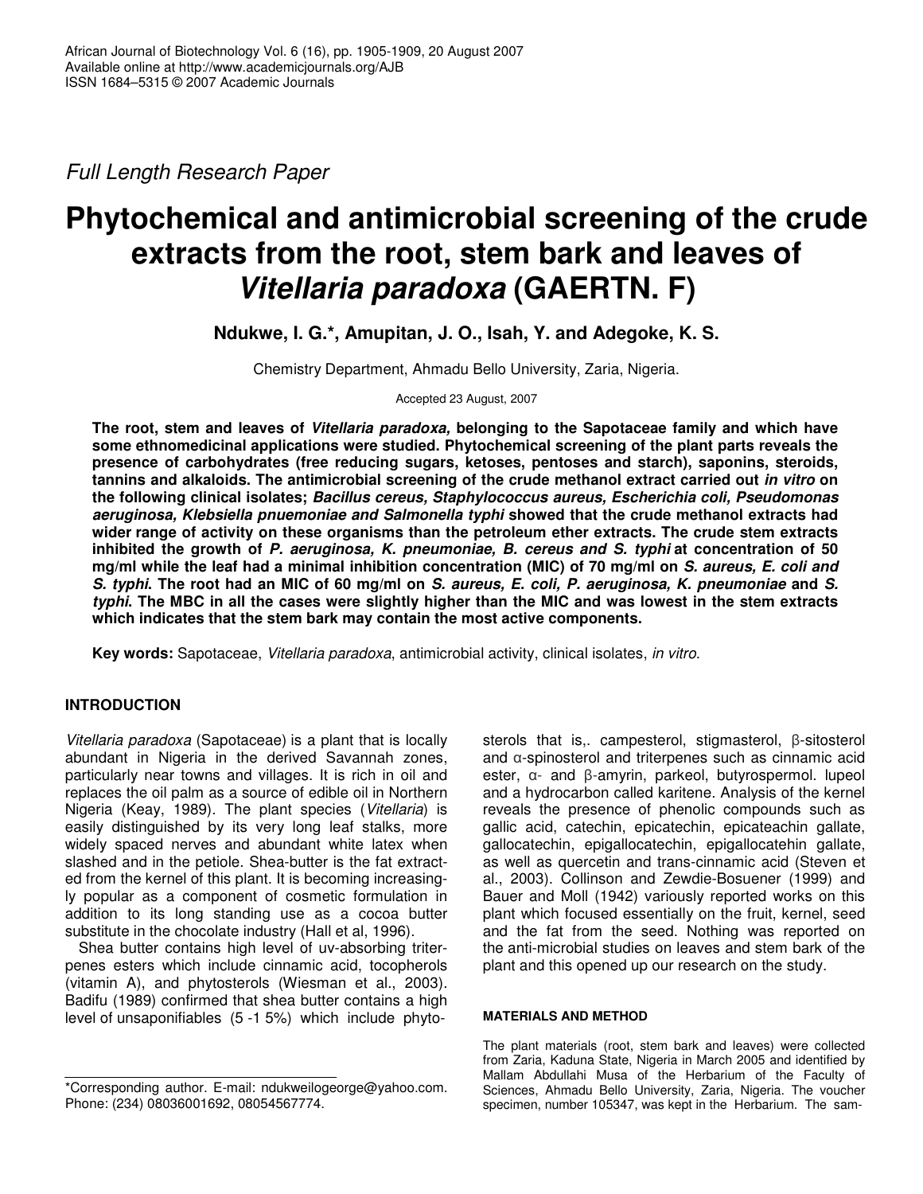*Full Length Research Paper*

# Phytochemical and antimicrobial screening of the crude extracts from the root, stem bark and leaves of *Vitellaria paradoxa* (GAERTN. F)

**Ndukwe, I. G.\*, Amupitan, J. O., Isah, Y. and Adegoke, K. S.**

Chemistry Department, Ahmadu Bello University, Zaria, Nigeria.

Accepted 23 August, 2007

**The root, stem and leaves of *Vitellaria paradoxa,* belonging to the Sapotaceae family and which have some ethnomedicinal applications were studied. Phytochemical screening of the plant parts reveals the presence of carbohydrates (free reducing sugars, ketoses, pentoses and starch), saponins, steroids, tannins and alkaloids. The antimicrobial screening of the crude methanol extract carried out *in vitro* on the following clinical isolates; *Bacillus cereus, Staphylococcus aureus, Escherichia coli, Pseudomonas aeruginosa, Klebsiella pnuemoniae and Salmonella typhi* showed that the crude methanol extracts had wider range of activity on these organisms than the petroleum ether extracts. The crude stem extracts inhibited the growth of *P. aeruginosa, K. pneumoniae, B. cereus and S. typhi* at concentration of 50 mg/ml while the leaf had a minimal inhibition concentration (MIC) of 70 mg/ml on *S. aureus, E. coli and S. typhi*. The root had an MIC of 60 mg/ml on *S. aureus, E. coli, P. aeruginosa, K. pneumoniae* and *S. typhi*. The MBC in all the cases were slightly higher than the MIC and was lowest in the stem extracts which indicates that the stem bark may contain the most active components.**

**Key words:** Sapotaceae, *Vitellaria paradoxa*, antimicrobial activity, clinical isolates, *in vitro*.

## INTRODUCTION

*Vitellaria paradoxa* (Sapotaceae) is a plant that is locally abundant in Nigeria in the derived Savannah zones, particularly near towns and villages. It is rich in oil and replaces the oil palm as a source of edible oil in Northern Nigeria (Keay, 1989). The plant species (*Vitellaria*) is easily distinguished by its very long leaf stalks, more widely spaced nerves and abundant white latex when slashed and in the petiole. Shea-butter is the fat extracted from the kernel of this plant. It is becoming increasingly popular as a component of cosmetic formulation in addition to its long standing use as a cocoa butter substitute in the chocolate industry (Hall et al, 1996).

Shea butter contains high level of uv-absorbing triterpenes esters which include cinnamic acid, tocopherols (vitamin A), and phytosterols (Wiesman et al., 2003). Badifu (1989) confirmed that shea butter contains a high level of unsaponifiables (5 -1 5%) which include phytosterols that is,. campesterol, stigmasterol, β-sitosterol and α-spinosterol and triterpenes such as cinnamic acid ester, α- and β-amyrin, parkeol, butyrospermol. lupeol and a hydrocarbon called karitene. Analysis of the kernel reveals the presence of phenolic compounds such as gallic acid, catechin, epicatechin, epicateachin gallate, gallocatechin, epigallocatechin, epigallocatehin gallate, as well as quercetin and trans-cinnamic acid (Steven et al., 2003). Collinson and Zewdie-Bosuener (1999) and Bauer and Moll (1942) variously reported works on this plant which focused essentially on the fruit, kernel, seed and the fat from the seed. Nothing was reported on the anti-microbial studies on leaves and stem bark of the plant and this opened up our research on the study.

### MATERIALS AND METHOD

The plant materials (root, stem bark and leaves) were collected from Zaria, Kaduna State, Nigeria in March 2005 and identified by Mallam Abdullahi Musa of the Herbarium of the Faculty of Sciences, Ahmadu Bello University, Zaria, Nigeria. The voucher specimen, number 105347, was kept in the Herbarium. The sam-

\*Corresponding author. E-mail: ndukweilogeorge@yahoo.com. Phone: (234) 08036001692, 08054567774.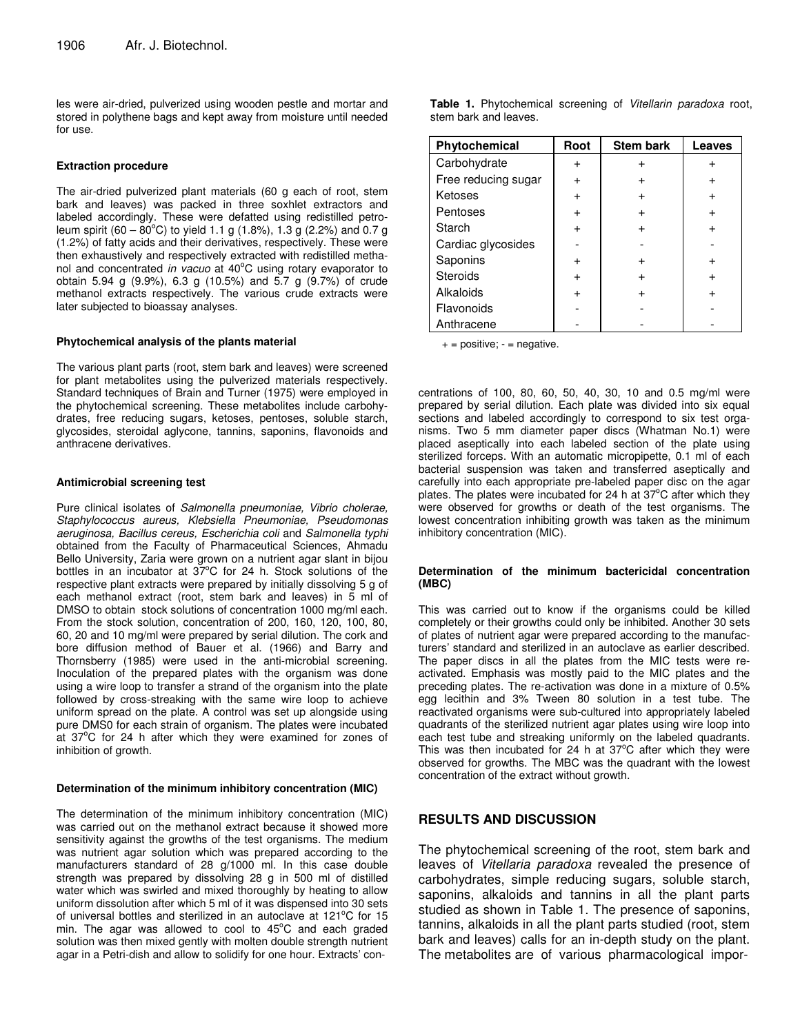les were air-dried, pulverized using wooden pestle and mortar and stored in polythene bags and kept away from moisture until needed for use.

**Extraction procedure**

The air-dried pulverized plant materials (60 g each of root, stem bark and leaves) was packed in three soxhlet extractors and labeled accordingly. These were defatted using redistilled petroleum spirit (60 – 80°C) to yield 1.1 g (1.8%), 1.3 g (2.2%) and 0.7 g (1.2%) of fatty acids and their derivatives, respectively. These were then exhaustively and respectively extracted with redistilled methanol and concentrated *in vacuo* at 40°C using rotary evaporator to obtain 5.94 g (9.9%), 6.3 g (10.5%) and 5.7 g (9.7%) of crude methanol extracts respectively. The various crude extracts were later subjected to bioassay analyses.

**Phytochemical analysis of the plants material**

The various plant parts (root, stem bark and leaves) were screened for plant metabolites using the pulverized materials respectively. Standard techniques of Brain and Turner (1975) were employed in the phytochemical screening. These metabolites include carbohydrates, free reducing sugars, ketoses, pentoses, soluble starch, glycosides, steroidal aglycone, tannins, saponins, flavonoids and anthracene derivatives.

**Antimicrobial screening test**

Pure clinical isolates of *Salmonella pneumoniae, Vibrio cholerae, Staphylococcus aureus, Klebsiella Pneumoniae, Pseudomonas aeruginosa, Bacillus cereus, Escherichia coli* and *Salmonella typhi* obtained from the Faculty of Pharmaceutical Sciences, Ahmadu Bello University, Zaria were grown on a nutrient agar slant in bijou bottles in an incubator at 37°C for 24 h. Stock solutions of the respective plant extracts were prepared by initially dissolving 5 g of each methanol extract (root, stem bark and leaves) in 5 ml of DMSO to obtain stock solutions of concentration 1000 mg/ml each. From the stock solution, concentration of 200, 160, 120, 100, 80, 60, 20 and 10 mg/ml were prepared by serial dilution. The cork and bore diffusion method of Bauer et al. (1966) and Barry and Thornsberry (1985) were used in the anti-microbial screening. Inoculation of the prepared plates with the organism was done using a wire loop to transfer a strand of the organism into the plate followed by cross-streaking with the same wire loop to achieve uniform spread on the plate. A control was set up alongside using pure DMS0 for each strain of organism. The plates were incubated at 37°C for 24 h after which they were examined for zones of inhibition of growth.

**Determination of the minimum inhibitory concentration (MIC)**

The determination of the minimum inhibitory concentration (MIC) was carried out on the methanol extract because it showed more sensitivity against the growths of the test organisms. The medium was nutrient agar solution which was prepared according to the manufacturers standard of 28 g/1000 ml. In this case double strength was prepared by dissolving 28 g in 500 ml of distilled water which was swirled and mixed thoroughly by heating to allow uniform dissolution after which 5 ml of it was dispensed into 30 sets of universal bottles and sterilized in an autoclave at 121°C for 15 min. The agar was allowed to cool to 45°C and each graded solution was then mixed gently with molten double strength nutrient agar in a Petri-dish and allow to solidify for one hour. Extracts' concentrations of 100, 80, 60, 50, 40, 30, 10 and 0.5 mg/ml were prepared by serial dilution. Each plate was divided into six equal sections and labeled accordingly to correspond to six test organisms. Two 5 mm diameter paper discs (Whatman No.1) were placed aseptically into each labeled section of the plate using sterilized forceps. With an automatic micropipette, 0.1 ml of each bacterial suspension was taken and transferred aseptically and carefully into each appropriate pre-labeled paper disc on the agar plates. The plates were incubated for 24 h at 37°C after which they were observed for growths or death of the test organisms. The lowest concentration inhibiting growth was taken as the minimum inhibitory concentration (MIC).

**Table 1.** Phytochemical screening of *Vitellarin paradoxa* root, stem bark and leaves.

| Phytochemical | Root | Stem bark | Leaves |
|---|---|---|---|
| Carbohydrate | + | + | + |
| Free reducing sugar | + | + | + |
| Ketoses | + | + | + |
| Pentoses | + | + | + |
| Starch | + | + | + |
| Cardiac glycosides | - | - | - |
| Saponins | + | + | + |
| Steroids | + | + | + |
| Alkaloids | + | + | + |
| Flavonoids | - | - | - |
| Anthracene | - | - | - |

+ = positive; - = negative.

**Determination of the minimum bactericidal concentration (MBC)**

This was carried out to know if the organisms could be killed completely or their growths could only be inhibited. Another 30 sets of plates of nutrient agar were prepared according to the manufacturers' standard and sterilized in an autoclave as earlier described. The paper discs in all the plates from the MIC tests were reactivated. Emphasis was mostly paid to the MIC plates and the preceding plates. The re-activation was done in a mixture of 0.5% egg lecithin and 3% Tween 80 solution in a test tube. The reactivated organisms were sub-cultured into appropriately labeled quadrants of the sterilized nutrient agar plates using wire loop into each test tube and streaking uniformly on the labeled quadrants. This was then incubated for 24 h at 37°C after which they were observed for growths. The MBC was the quadrant with the lowest concentration of the extract without growth.

## RESULTS AND DISCUSSION

The phytochemical screening of the root, stem bark and leaves of *Vitellaria paradoxa* revealed the presence of carbohydrates, simple reducing sugars, soluble starch, saponins, alkaloids and tannins in all the plant parts studied as shown in Table 1. The presence of saponins, tannins, alkaloids in all the plant parts studied (root, stem bark and leaves) calls for an in-depth study on the plant. The metabolites are of various pharmacological impor-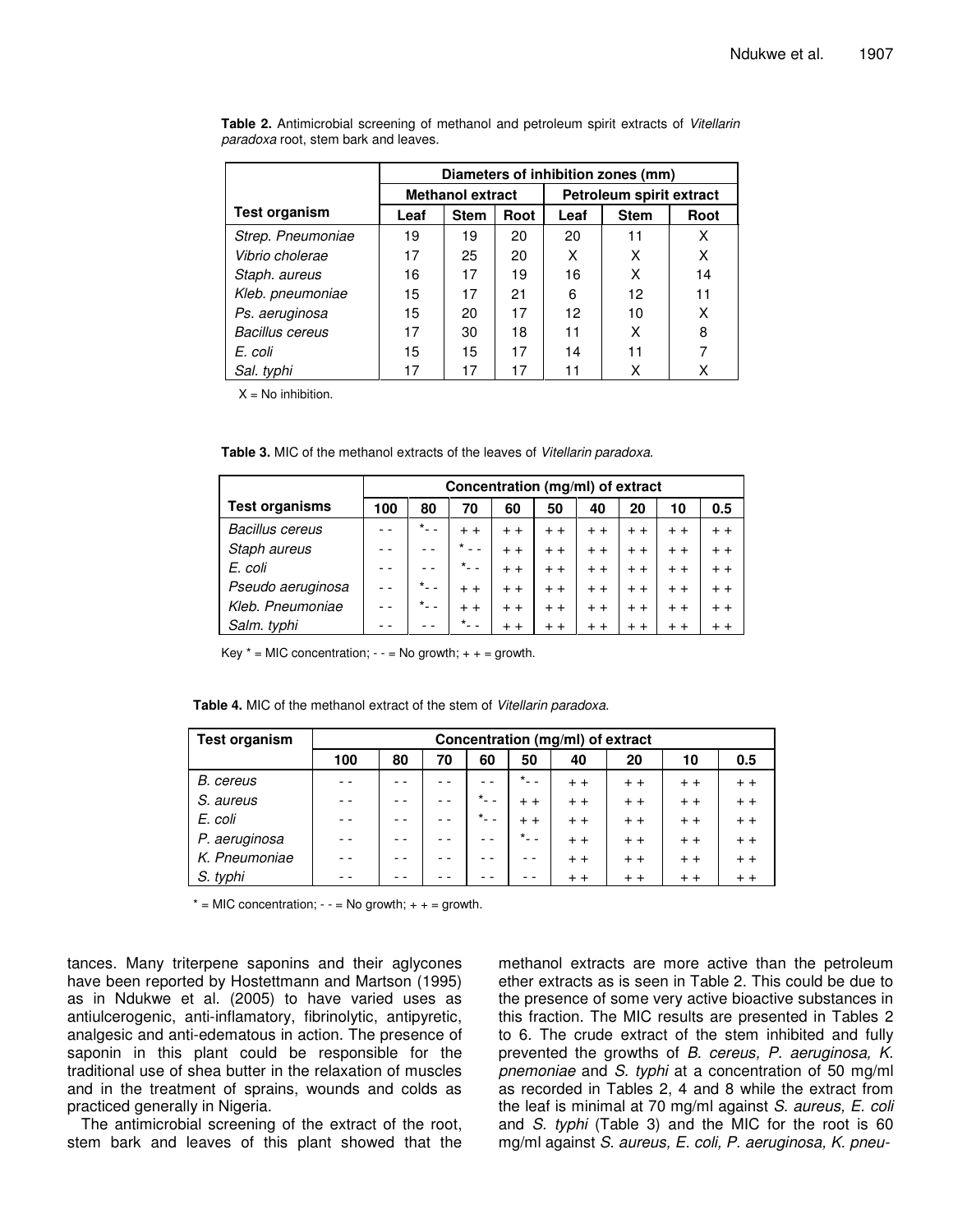**Table 2.** Antimicrobial screening of methanol and petroleum spirit extracts of *Vitellarin paradoxa* root, stem bark and leaves.

| | Diameters of inhibition zones (mm) | | | | | |
|---|---|---|---|---|---|---|
| | Methanol extract | | | Petroleum spirit extract | | |
| **Test organism** | Leaf | Stem | Root | Leaf | Stem | Root |
| *Strep. Pneumoniae* | 19 | 19 | 20 | 20 | 11 | X |
| *Vibrio cholerae* | 17 | 25 | 20 | X | X | X |
| *Staph. aureus* | 16 | 17 | 19 | 16 | X | 14 |
| *Kleb. pneumoniae* | 15 | 17 | 21 | 6 | 12 | 11 |
| *Ps. aeruginosa* | 15 | 20 | 17 | 12 | 10 | X |
| *Bacillus cereus* | 17 | 30 | 18 | 11 | X | 8 |
| *E. coli* | 15 | 15 | 17 | 14 | 11 | 7 |
| *Sal. typhi* | 17 | 17 | 17 | 11 | X | X |

X = No inhibition.

**Table 3.** MIC of the methanol extracts of the leaves of *Vitellarin paradoxa*.

| | Concentration (mg/ml) of extract | | | | | | | | |
|---|---|---|---|---|---|---|---|---|---|
| **Test organisms** | 100 | 80 | 70 | 60 | 50 | 40 | 20 | 10 | 0.5 |
| *Bacillus cereus* | - - | *- - | + + | + + | + + | + + | + + | + + | + + |
| *Staph aureus* | - - | - - | * - - | + + | + + | + + | + + | + + | + + |
| *E. coli* | - - | - - | *- - | + + | + + | + + | + + | + + | + + |
| *Pseudo aeruginosa* | - - | *- - | + + | + + | + + | + + | + + | + + | + + |
| *Kleb. Pneumoniae* | - - | *- - | + + | + + | + + | + + | + + | + + | + + |
| *Salm. typhi* | - - | - - | *- - | + + | + + | + + | + + | + + | + + |

Key * = MIC concentration; - - = No growth; + + = growth.

**Table 4.** MIC of the methanol extract of the stem of *Vitellarin paradoxa*.

| Test organism | Concentration (mg/ml) of extract | | | | | | | | |
|---|---|---|---|---|---|---|---|---|---|
| | 100 | 80 | 70 | 60 | 50 | 40 | 20 | 10 | 0.5 |
| *B. cereus* | - - | - - | - - | - - | *- - | + + | + + | + + | + + |
| *S. aureus* | - - | - - | - - | *- - | + + | + + | + + | + + | + + |
| *E. coli* | - - | - - | - - | *- - | + + | + + | + + | + + | + + |
| *P. aeruginosa* | - - | - - | - - | - - | *- - | + + | + + | + + | + + |
| *K. Pneumoniae* | - - | - - | - - | - - | - - | + + | + + | + + | + + |
| *S. typhi* | - - | - - | - - | - - | - - | + + | + + | + + | + + |

* = MIC concentration; - - = No growth; + + = growth.

tances. Many triterpene saponins and their aglycones have been reported by Hostettmann and Martson (1995) as in Ndukwe et al. (2005) to have varied uses as antiulcerogenic, anti-inflamatory, fibrinolytic, antipyretic, analgesic and anti-edematous in action. The presence of saponin in this plant could be responsible for the traditional use of shea butter in the relaxation of muscles and in the treatment of sprains, wounds and colds as practiced generally in Nigeria.

The antimicrobial screening of the extract of the root, stem bark and leaves of this plant showed that the methanol extracts are more active than the petroleum ether extracts as is seen in Table 2. This could be due to the presence of some very active bioactive substances in this fraction. The MIC results are presented in Tables 2 to 6. The crude extract of the stem inhibited and fully prevented the growths of *B. cereus, P. aeruginosa, K. pnemoniae* and *S. typhi* at a concentration of 50 mg/ml as recorded in Tables 2, 4 and 8 while the extract from the leaf is minimal at 70 mg/ml against *S. aureus, E. coli* and *S. typhi* (Table 3) and the MIC for the root is 60 mg/ml against *S. aureus, E. coli, P. aeruginosa, K. pneu-*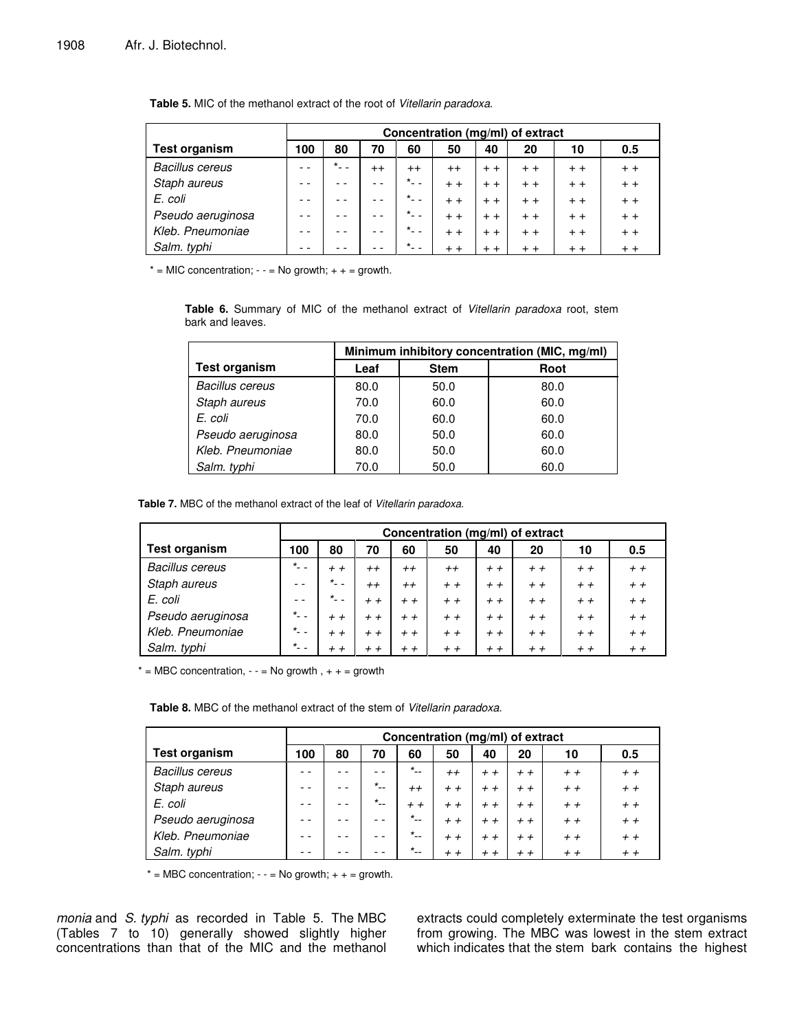**Table 5.** MIC of the methanol extract of the root of *Vitellarin paradoxa*.

| | Concentration (mg/ml) of extract | | | | | | | | |
|---|---|---|---|---|---|---|---|---|---|
| **Test organism** | **100** | **80** | **70** | **60** | **50** | **40** | **20** | **10** | **0.5** |
| *Bacillus cereus* | - - | *- - | ++ | ++ | ++ | + + | + + | + + | + + |
| *Staph aureus* | - - | - - | - - | *- - | + + | + + | + + | + + | + + |
| *E. coli* | - - | - - | - - | *- - | + + | + + | + + | + + | + + |
| *Pseudo aeruginosa* | - - | - - | - - | *- - | + + | + + | + + | + + | + + |
| *Kleb. Pneumoniae* | - - | - - | - - | *- - | + + | + + | + + | + + | + + |
| *Salm. typhi* | - - | - - | - - | *- - | + + | + + | + + | + + | + + |

* = MIC concentration; - - = No growth; + + = growth.

**Table 6.** Summary of MIC of the methanol extract of *Vitellarin paradoxa* root, stem bark and leaves.

| | Minimum inhibitory concentration (MIC, mg/ml) | | |
|---|---|---|---|
| **Test organism** | **Leaf** | **Stem** | **Root** |
| *Bacillus cereus* | 80.0 | 50.0 | 80.0 |
| *Staph aureus* | 70.0 | 60.0 | 60.0 |
| *E. coli* | 70.0 | 60.0 | 60.0 |
| *Pseudo aeruginosa* | 80.0 | 50.0 | 60.0 |
| *Kleb. Pneumoniae* | 80.0 | 50.0 | 60.0 |
| *Salm. typhi* | 70.0 | 50.0 | 60.0 |

**Table 7.** MBC of the methanol extract of the leaf of *Vitellarin paradoxa*.

| | Concentration (mg/ml) of extract | | | | | | | | |
|---|---|---|---|---|---|---|---|---|---|
| **Test organism** | **100** | **80** | **70** | **60** | **50** | **40** | **20** | **10** | **0.5** |
| *Bacillus cereus* | *- - | + + | ++ | ++ | ++ | + + | + + | + + | + + |
| *Staph aureus* | - - | *- - | ++ | ++ | + + | + + | + + | + + | + + |
| *E. coli* | - - | *- - | + + | + + | + + | + + | + + | + + | + + |
| *Pseudo aeruginosa* | *- - | + + | + + | + + | + + | + + | + + | + + | + + |
| *Kleb. Pneumoniae* | *- - | + + | + + | + + | + + | + + | + + | + + | + + |
| *Salm. typhi* | *- - | + + | + + | + + | + + | + + | + + | + + | + + |

* = MBC concentration, - - = No growth , + + = growth

**Table 8.** MBC of the methanol extract of the stem of *Vitellarin paradoxa*.

| | Concentration (mg/ml) of extract | | | | | | | | |
|---|---|---|---|---|---|---|---|---|---|
| **Test organism** | **100** | **80** | **70** | **60** | **50** | **40** | **20** | **10** | **0.5** |
| *Bacillus cereus* | - - | - - | - - | *-- | ++ | + + | + + | + + | + + |
| *Staph aureus* | - - | - - | *-- | ++ | + + | + + | + + | + + | + + |
| *E. coli* | - - | - - | *-- | + + | + + | + + | + + | + + | + + |
| *Pseudo aeruginosa* | - - | - - | - - | *-- | + + | + + | + + | + + | + + |
| *Kleb. Pneumoniae* | - - | - - | - - | *-- | + + | + + | + + | + + | + + |
| *Salm. typhi* | - - | - - | - - | *-- | + + | + + | + + | + + | + + |

* = MBC concentration; - - = No growth; + + = growth.

*monia* and *S. typhi* as recorded in Table 5. The MBC (Tables 7 to 10) generally showed slightly higher concentrations than that of the MIC and the methanol extracts could completely exterminate the test organisms from growing. The MBC was lowest in the stem extract which indicates that the stem bark contains the highest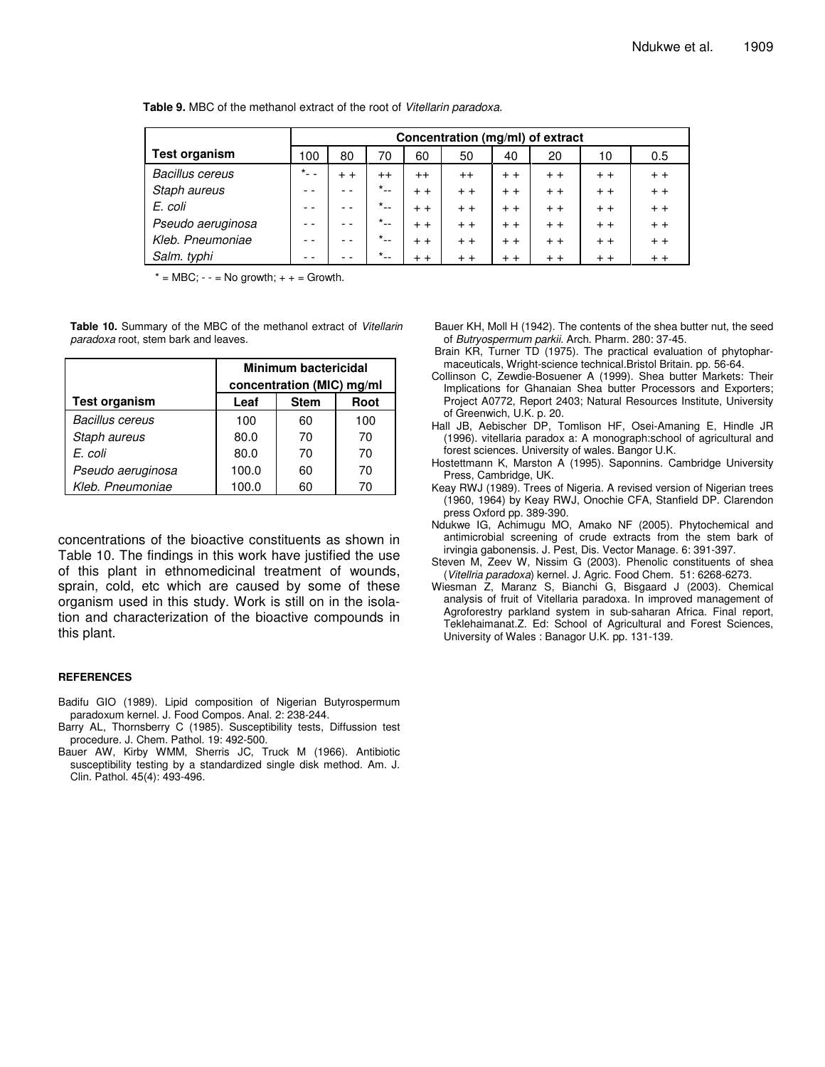**Table 9.** MBC of the methanol extract of the root of *Vitellarin paradoxa*.

| | Concentration (mg/ml) of extract | | | | | | | | |
|---|---|---|---|---|---|---|---|---|---|
| **Test organism** | 100 | 80 | 70 | 60 | 50 | 40 | 20 | 10 | 0.5 |
| *Bacillus cereus* | *- - | + + | ++ | ++ | ++ | + + | + + | + + | + + |
| *Staph aureus* | - - | - - | *-- | + + | + + | + + | + + | + + | + + |
| *E. coli* | - - | - - | *-- | + + | + + | + + | + + | + + | + + |
| *Pseudo aeruginosa* | - - | - - | *-- | + + | + + | + + | + + | + + | + + |
| *Kleb. Pneumoniae* | - - | - - | *-- | + + | + + | + + | + + | + + | + + |
| *Salm. typhi* | - - | - - | *-- | + + | + + | + + | + + | + + | + + |

* = MBC; - - = No growth; + + = Growth.

**Table 10.** Summary of the MBC of the methanol extract of *Vitellarin paradoxa* root, stem bark and leaves.

| | Minimum bactericidal concentration (MIC) mg/ml | | |
|---|---|---|---|
| **Test organism** | **Leaf** | **Stem** | **Root** |
| *Bacillus cereus* | 100 | 60 | 100 |
| *Staph aureus* | 80.0 | 70 | 70 |
| *E. coli* | 80.0 | 70 | 70 |
| *Pseudo aeruginosa* | 100.0 | 60 | 70 |
| *Kleb. Pneumoniae* | 100.0 | 60 | 70 |

concentrations of the bioactive constituents as shown in Table 10. The findings in this work have justified the use of this plant in ethnomedicinal treatment of wounds, sprain, cold, etc which are caused by some of these organism used in this study. Work is still on in the isolation and characterization of the bioactive compounds in this plant.

#### REFERENCES

Badifu GIO (1989). Lipid composition of Nigerian Butyrospermum paradoxum kernel. J. Food Compos. Anal. 2: 238-244.

Barry AL, Thornsberry C (1985). Susceptibility tests, Diffussion test procedure. J. Chem. Pathol. 19: 492-500.

Bauer AW, Kirby WMM, Sherris JC, Truck M (1966). Antibiotic susceptibility testing by a standardized single disk method. Am. J. Clin. Pathol. 45(4): 493-496.

Bauer KH, Moll H (1942). The contents of the shea butter nut, the seed of *Butryospermum parkii*. Arch. Pharm. 280: 37-45.

Brain KR, Turner TD (1975). The practical evaluation of phytopharmaceuticals, Wright-science technical.Bristol Britain. pp. 56-64.

Collinson C, Zewdie-Bosuener A (1999). Shea butter Markets: Their Implications for Ghanaian Shea butter Processors and Exporters; Project A0772, Report 2403; Natural Resources Institute, University of Greenwich, U.K. p. 20.

Hall JB, Aebischer DP, Tomlison HF, Osei-Amaning E, Hindle JR (1996). vitellaria paradox a: A monograph:school of agricultural and forest sciences. University of wales. Bangor U.K.

Hostettmann K, Marston A (1995). Saponnins. Cambridge University Press, Cambridge, UK.

Keay RWJ (1989). Trees of Nigeria. A revised version of Nigerian trees (1960, 1964) by Keay RWJ, Onochie CFA, Stanfield DP. Clarendon press Oxford pp. 389-390.

Ndukwe IG, Achimugu MO, Amako NF (2005). Phytochemical and antimicrobial screening of crude extracts from the stem bark of irvingia gabonensis. J. Pest, Dis. Vector Manage. 6: 391-397.

Steven M, Zeev W, Nissim G (2003). Phenolic constituents of shea (*Vitellria paradoxa*) kernel. J. Agric. Food Chem. 51: 6268-6273.

Wiesman Z, Maranz S, Bianchi G, Bisgaard J (2003). Chemical analysis of fruit of Vitellaria paradoxa. In improved management of Agroforestry parkland system in sub-saharan Africa. Final report, Teklehaimanat.Z. Ed: School of Agricultural and Forest Sciences, University of Wales : Banagor U.K. pp. 131-139.